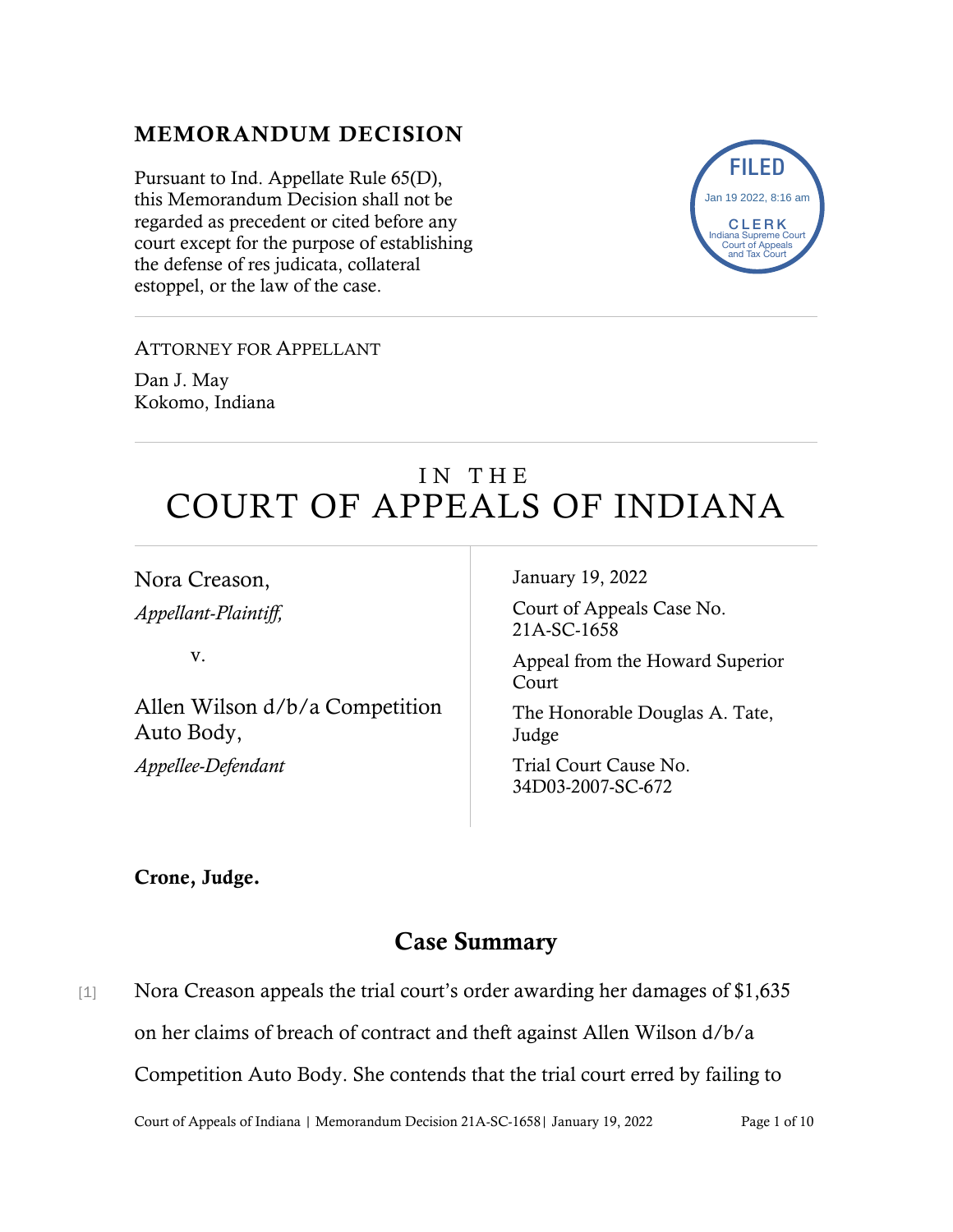## MEMORANDUM DECISION

Pursuant to Ind. Appellate Rule 65(D), this Memorandum Decision shall not be regarded as precedent or cited before any court except for the purpose of establishing the defense of res judicata, collateral estoppel, or the law of the case.

FILED
Jan 19 2022, 8:16 am
CLERK
Indiana Supreme Court
Court of Appeals
and Tax Court

---

ATTORNEY FOR APPELLANT

Dan J. May
Kokomo, Indiana

---

# IN THE COURT OF APPEALS OF INDIANA

Nora Creason,
*Appellant-Plaintiff,*

v.

Allen Wilson d/b/a Competition Auto Body,
*Appellee-Defendant*

January 19, 2022

Court of Appeals Case No. 21A-SC-1658

Appeal from the Howard Superior Court

The Honorable Douglas A. Tate, Judge

Trial Court Cause No. 34D03-2007-SC-672

**Crone, Judge.**

## Case Summary

[1] Nora Creason appeals the trial court's order awarding her damages of $1,635 on her claims of breach of contract and theft against Allen Wilson d/b/a Competition Auto Body. She contends that the trial court erred by failing to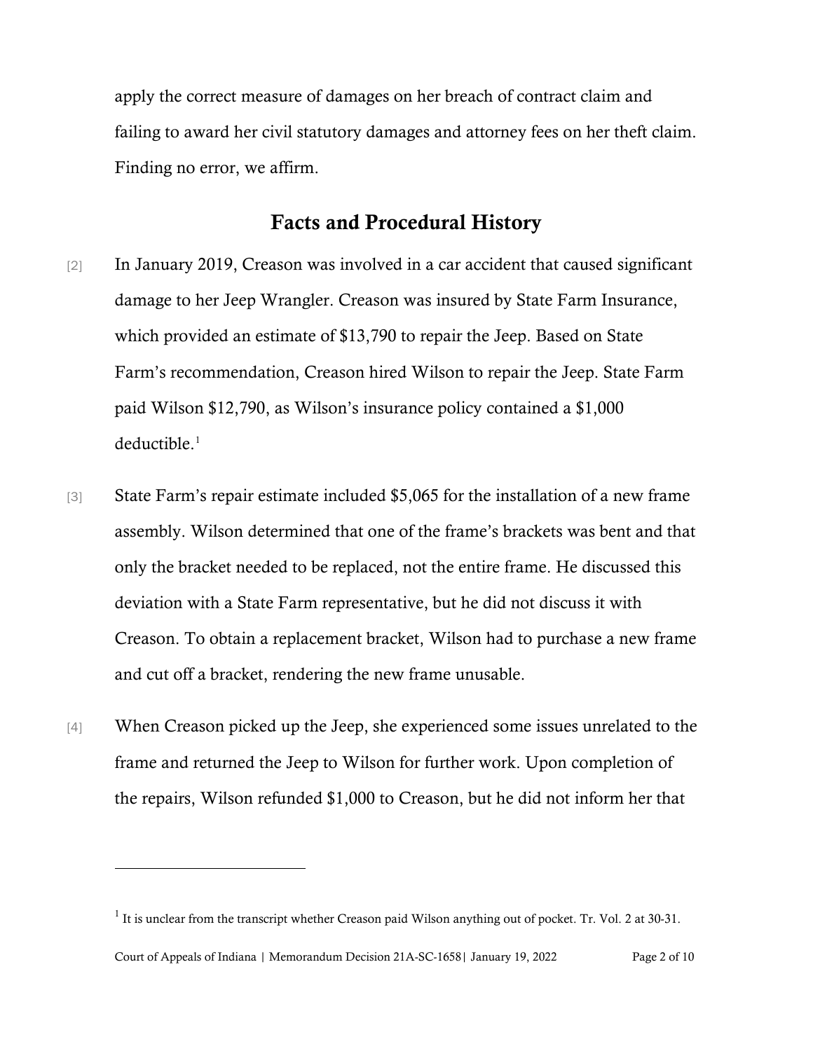apply the correct measure of damages on her breach of contract claim and failing to award her civil statutory damages and attorney fees on her theft claim. Finding no error, we affirm.

## Facts and Procedural History

[2] In January 2019, Creason was involved in a car accident that caused significant damage to her Jeep Wrangler. Creason was insured by State Farm Insurance, which provided an estimate of $13,790 to repair the Jeep. Based on State Farm's recommendation, Creason hired Wilson to repair the Jeep. State Farm paid Wilson $12,790, as Wilson's insurance policy contained a $1,000 deductible.[1]

[3] State Farm's repair estimate included $5,065 for the installation of a new frame assembly. Wilson determined that one of the frame's brackets was bent and that only the bracket needed to be replaced, not the entire frame. He discussed this deviation with a State Farm representative, but he did not discuss it with Creason. To obtain a replacement bracket, Wilson had to purchase a new frame and cut off a bracket, rendering the new frame unusable.

[4] When Creason picked up the Jeep, she experienced some issues unrelated to the frame and returned the Jeep to Wilson for further work. Upon completion of the repairs, Wilson refunded $1,000 to Creason, but he did not inform her that

[1] It is unclear from the transcript whether Creason paid Wilson anything out of pocket. Tr. Vol. 2 at 30-31.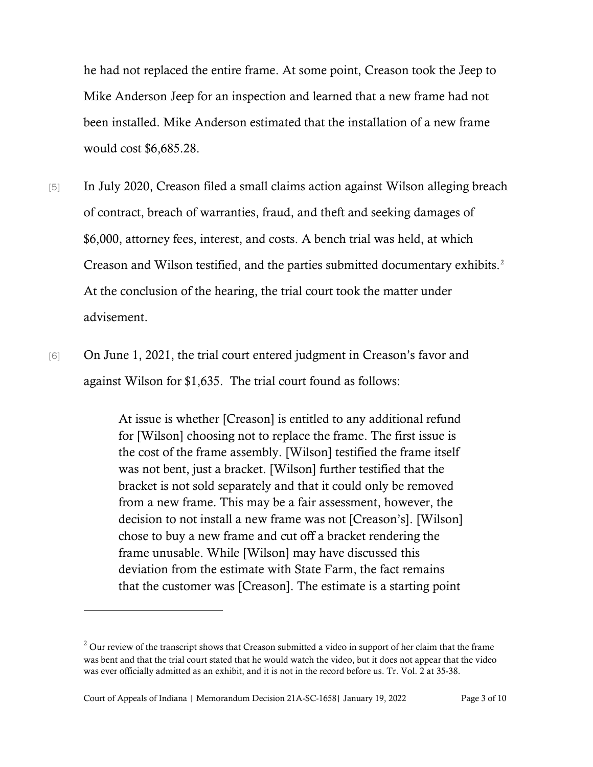he had not replaced the entire frame. At some point, Creason took the Jeep to Mike Anderson Jeep for an inspection and learned that a new frame had not been installed. Mike Anderson estimated that the installation of a new frame would cost $6,685.28.

[5] In July 2020, Creason filed a small claims action against Wilson alleging breach of contract, breach of warranties, fraud, and theft and seeking damages of $6,000, attorney fees, interest, and costs. A bench trial was held, at which Creason and Wilson testified, and the parties submitted documentary exhibits.[2] At the conclusion of the hearing, the trial court took the matter under advisement.

[6] On June 1, 2021, the trial court entered judgment in Creason's favor and against Wilson for $1,635. The trial court found as follows:

> At issue is whether [Creason] is entitled to any additional refund for [Wilson] choosing not to replace the frame. The first issue is the cost of the frame assembly. [Wilson] testified the frame itself was not bent, just a bracket. [Wilson] further testified that the bracket is not sold separately and that it could only be removed from a new frame. This may be a fair assessment, however, the decision to not install a new frame was not [Creason's]. [Wilson] chose to buy a new frame and cut off a bracket rendering the frame unusable. While [Wilson] may have discussed this deviation from the estimate with State Farm, the fact remains that the customer was [Creason]. The estimate is a starting point

---

[2] Our review of the transcript shows that Creason submitted a video in support of her claim that the frame was bent and that the trial court stated that he would watch the video, but it does not appear that the video was ever officially admitted as an exhibit, and it is not in the record before us. Tr. Vol. 2 at 35-38.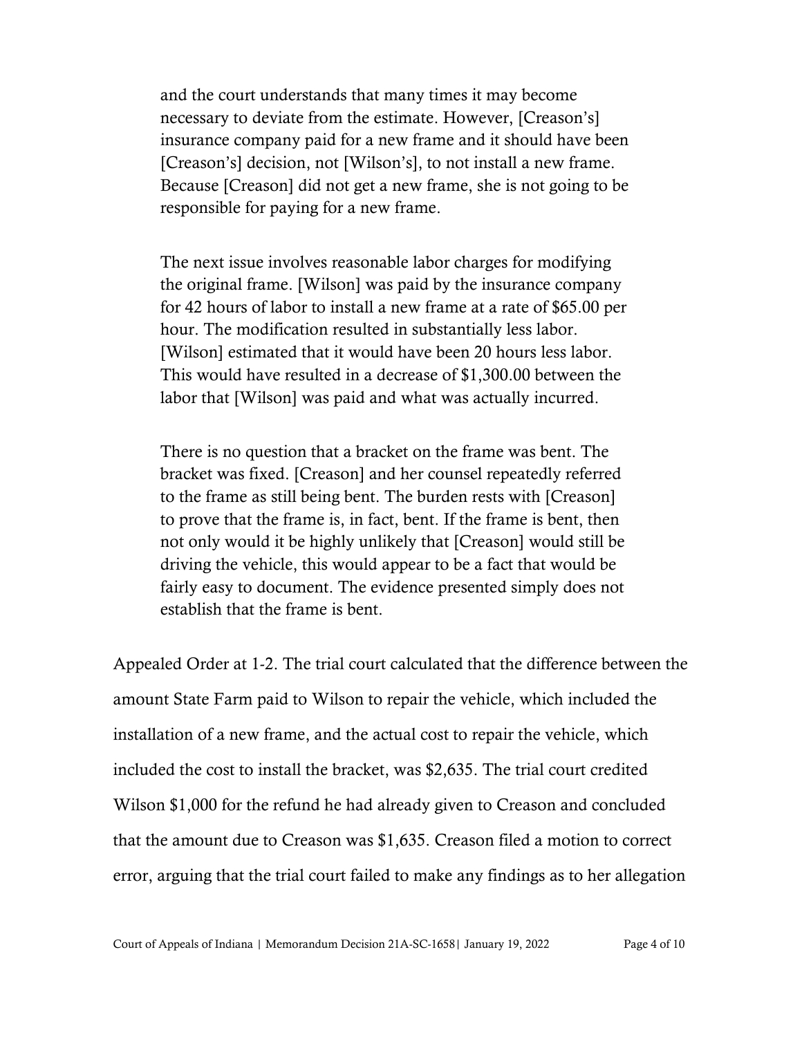> and the court understands that many times it may become necessary to deviate from the estimate. However, [Creason's] insurance company paid for a new frame and it should have been [Creason's] decision, not [Wilson's], to not install a new frame. Because [Creason] did not get a new frame, she is not going to be responsible for paying for a new frame.
>
> The next issue involves reasonable labor charges for modifying the original frame. [Wilson] was paid by the insurance company for 42 hours of labor to install a new frame at a rate of $65.00 per hour. The modification resulted in substantially less labor. [Wilson] estimated that it would have been 20 hours less labor. This would have resulted in a decrease of $1,300.00 between the labor that [Wilson] was paid and what was actually incurred.
>
> There is no question that a bracket on the frame was bent. The bracket was fixed. [Creason] and her counsel repeatedly referred to the frame as still being bent. The burden rests with [Creason] to prove that the frame is, in fact, bent. If the frame is bent, then not only would it be highly unlikely that [Creason] would still be driving the vehicle, this would appear to be a fact that would be fairly easy to document. The evidence presented simply does not establish that the frame is bent.

Appealed Order at 1-2. The trial court calculated that the difference between the amount State Farm paid to Wilson to repair the vehicle, which included the installation of a new frame, and the actual cost to repair the vehicle, which included the cost to install the bracket, was $2,635. The trial court credited Wilson $1,000 for the refund he had already given to Creason and concluded that the amount due to Creason was $1,635. Creason filed a motion to correct error, arguing that the trial court failed to make any findings as to her allegation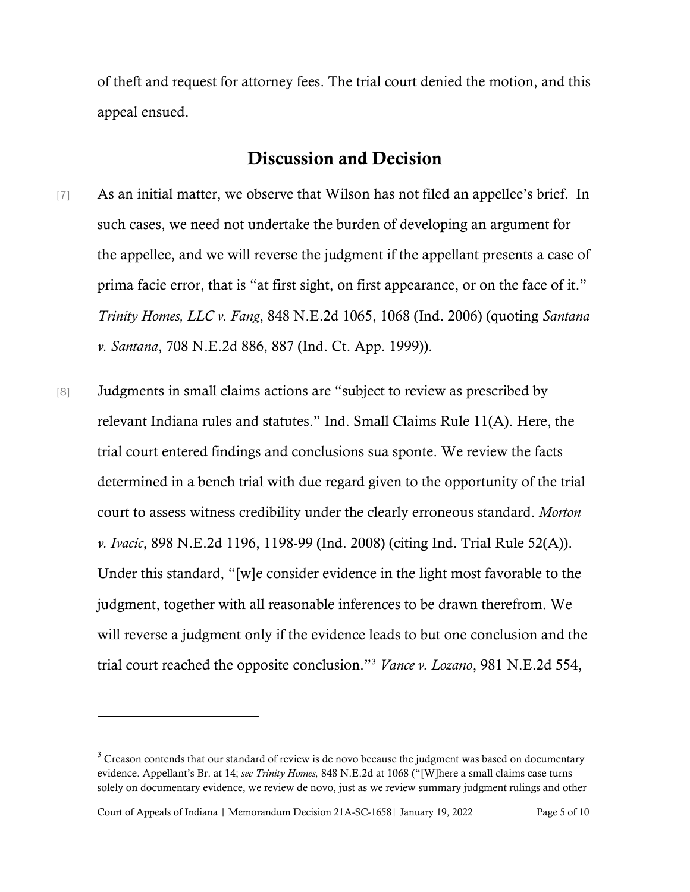of theft and request for attorney fees. The trial court denied the motion, and this appeal ensued.

## Discussion and Decision

[7] As an initial matter, we observe that Wilson has not filed an appellee's brief. In such cases, we need not undertake the burden of developing an argument for the appellee, and we will reverse the judgment if the appellant presents a case of prima facie error, that is "at first sight, on first appearance, or on the face of it." *Trinity Homes, LLC v. Fang*, 848 N.E.2d 1065, 1068 (Ind. 2006) (quoting *Santana v. Santana*, 708 N.E.2d 886, 887 (Ind. Ct. App. 1999)).

[8] Judgments in small claims actions are "subject to review as prescribed by relevant Indiana rules and statutes." Ind. Small Claims Rule 11(A). Here, the trial court entered findings and conclusions sua sponte. We review the facts determined in a bench trial with due regard given to the opportunity of the trial court to assess witness credibility under the clearly erroneous standard. *Morton v. Ivacic*, 898 N.E.2d 1196, 1198-99 (Ind. 2008) (citing Ind. Trial Rule 52(A)). Under this standard, "[w]e consider evidence in the light most favorable to the judgment, together with all reasonable inferences to be drawn therefrom. We will reverse a judgment only if the evidence leads to but one conclusion and the trial court reached the opposite conclusion."[3] *Vance v. Lozano*, 981 N.E.2d 554,

---

[3] Creason contends that our standard of review is de novo because the judgment was based on documentary evidence. Appellant's Br. at 14; *see Trinity Homes,* 848 N.E.2d at 1068 ("[W]here a small claims case turns solely on documentary evidence, we review de novo, just as we review summary judgment rulings and other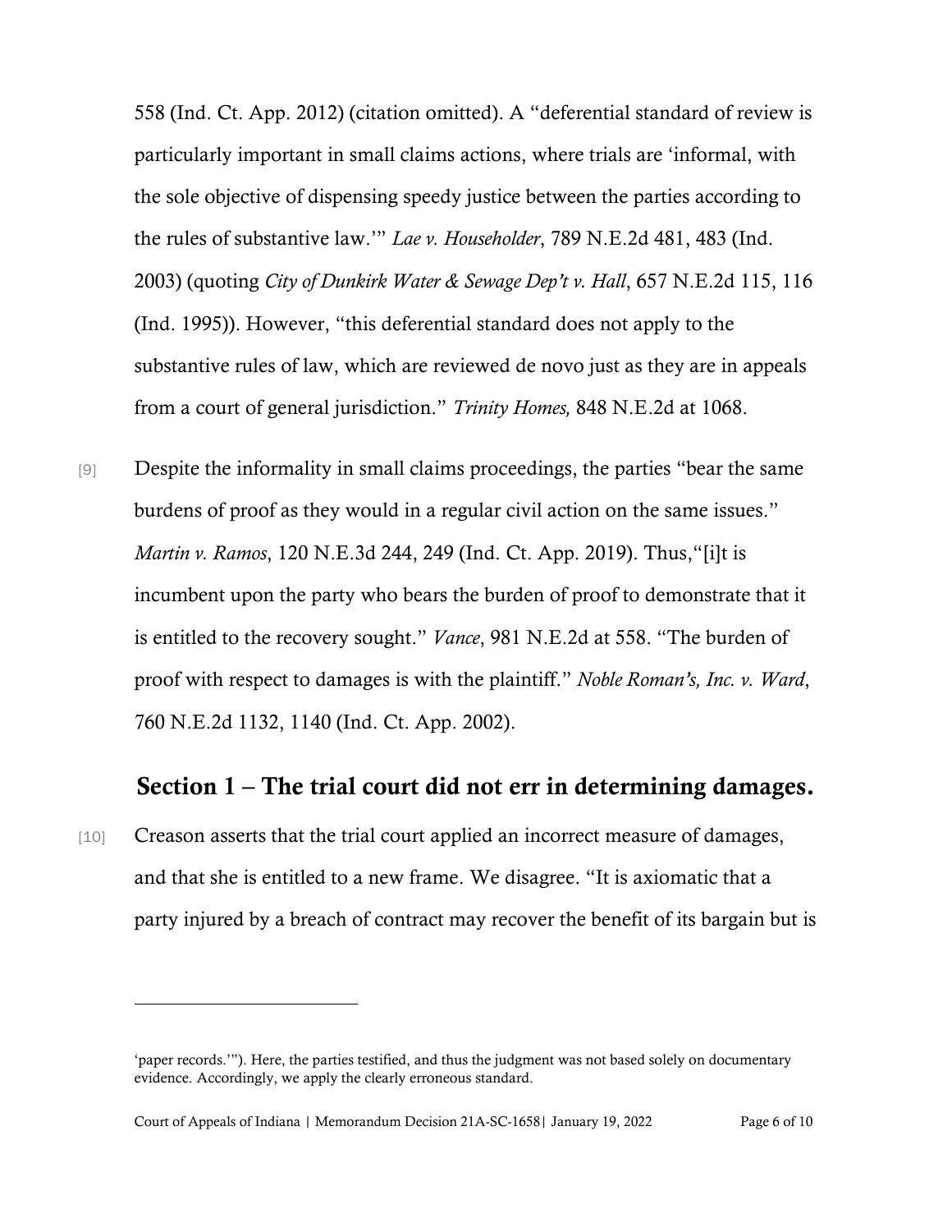558 (Ind. Ct. App. 2012) (citation omitted). A "deferential standard of review is particularly important in small claims actions, where trials are 'informal, with the sole objective of dispensing speedy justice between the parties according to the rules of substantive law.'" *Lae v. Householder*, 789 N.E.2d 481, 483 (Ind. 2003) (quoting *City of Dunkirk Water & Sewage Dep't v. Hall*, 657 N.E.2d 115, 116 (Ind. 1995)). However, "this deferential standard does not apply to the substantive rules of law, which are reviewed de novo just as they are in appeals from a court of general jurisdiction." *Trinity Homes,* 848 N.E.2d at 1068.

[9] Despite the informality in small claims proceedings, the parties "bear the same burdens of proof as they would in a regular civil action on the same issues." *Martin v. Ramos*, 120 N.E.3d 244, 249 (Ind. Ct. App. 2019). Thus,"[i]t is incumbent upon the party who bears the burden of proof to demonstrate that it is entitled to the recovery sought." *Vance*, 981 N.E.2d at 558. "The burden of proof with respect to damages is with the plaintiff." *Noble Roman's, Inc. v. Ward*, 760 N.E.2d 1132, 1140 (Ind. Ct. App. 2002).

## Section 1 – The trial court did not err in determining damages.

[10] Creason asserts that the trial court applied an incorrect measure of damages, and that she is entitled to a new frame. We disagree. "It is axiomatic that a party injured by a breach of contract may recover the benefit of its bargain but is

'paper records.'"). Here, the parties testified, and thus the judgment was not based solely on documentary evidence. Accordingly, we apply the clearly erroneous standard.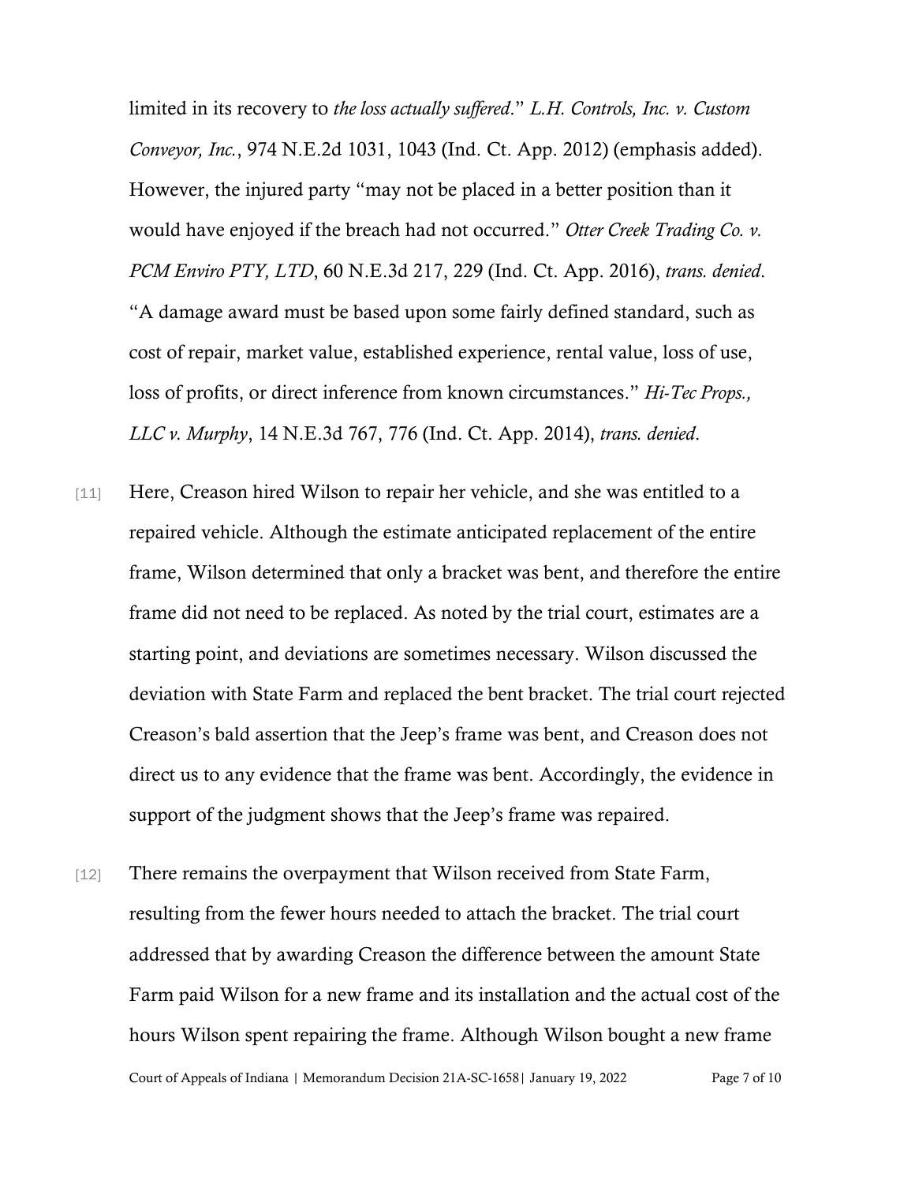limited in its recovery to *the loss actually suffered*." *L.H. Controls, Inc. v. Custom Conveyor, Inc.*, 974 N.E.2d 1031, 1043 (Ind. Ct. App. 2012) (emphasis added). However, the injured party "may not be placed in a better position than it would have enjoyed if the breach had not occurred." *Otter Creek Trading Co. v. PCM Enviro PTY, LTD*, 60 N.E.3d 217, 229 (Ind. Ct. App. 2016), *trans. denied*. "A damage award must be based upon some fairly defined standard, such as cost of repair, market value, established experience, rental value, loss of use, loss of profits, or direct inference from known circumstances." *Hi-Tec Props., LLC v. Murphy*, 14 N.E.3d 767, 776 (Ind. Ct. App. 2014), *trans. denied*.

[11] Here, Creason hired Wilson to repair her vehicle, and she was entitled to a repaired vehicle. Although the estimate anticipated replacement of the entire frame, Wilson determined that only a bracket was bent, and therefore the entire frame did not need to be replaced. As noted by the trial court, estimates are a starting point, and deviations are sometimes necessary. Wilson discussed the deviation with State Farm and replaced the bent bracket. The trial court rejected Creason's bald assertion that the Jeep's frame was bent, and Creason does not direct us to any evidence that the frame was bent. Accordingly, the evidence in support of the judgment shows that the Jeep's frame was repaired.

[12] There remains the overpayment that Wilson received from State Farm, resulting from the fewer hours needed to attach the bracket. The trial court addressed that by awarding Creason the difference between the amount State Farm paid Wilson for a new frame and its installation and the actual cost of the hours Wilson spent repairing the frame. Although Wilson bought a new frame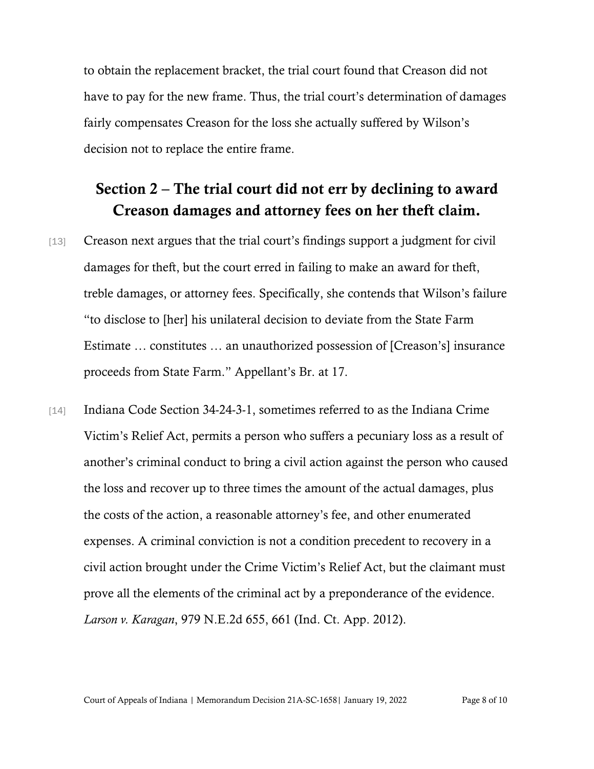to obtain the replacement bracket, the trial court found that Creason did not have to pay for the new frame. Thus, the trial court's determination of damages fairly compensates Creason for the loss she actually suffered by Wilson's decision not to replace the entire frame.

## Section 2 – The trial court did not err by declining to award Creason damages and attorney fees on her theft claim.

[13] Creason next argues that the trial court's findings support a judgment for civil damages for theft, but the court erred in failing to make an award for theft, treble damages, or attorney fees. Specifically, she contends that Wilson's failure "to disclose to [her] his unilateral decision to deviate from the State Farm Estimate … constitutes … an unauthorized possession of [Creason's] insurance proceeds from State Farm." Appellant's Br. at 17.

[14] Indiana Code Section 34-24-3-1, sometimes referred to as the Indiana Crime Victim's Relief Act, permits a person who suffers a pecuniary loss as a result of another's criminal conduct to bring a civil action against the person who caused the loss and recover up to three times the amount of the actual damages, plus the costs of the action, a reasonable attorney's fee, and other enumerated expenses. A criminal conviction is not a condition precedent to recovery in a civil action brought under the Crime Victim's Relief Act, but the claimant must prove all the elements of the criminal act by a preponderance of the evidence. *Larson v. Karagan*, 979 N.E.2d 655, 661 (Ind. Ct. App. 2012).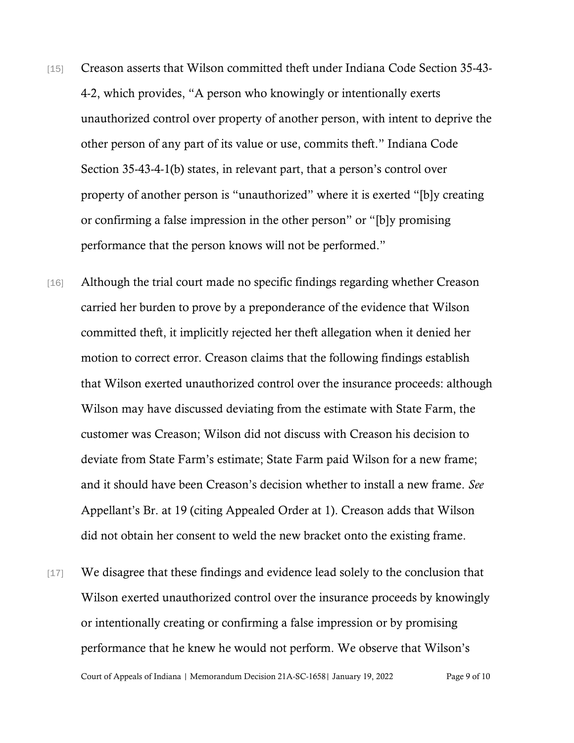[15] Creason asserts that Wilson committed theft under Indiana Code Section 35-43-4-2, which provides, "A person who knowingly or intentionally exerts unauthorized control over property of another person, with intent to deprive the other person of any part of its value or use, commits theft." Indiana Code Section 35-43-4-1(b) states, in relevant part, that a person's control over property of another person is "unauthorized" where it is exerted "[b]y creating or confirming a false impression in the other person" or "[b]y promising performance that the person knows will not be performed."

[16] Although the trial court made no specific findings regarding whether Creason carried her burden to prove by a preponderance of the evidence that Wilson committed theft, it implicitly rejected her theft allegation when it denied her motion to correct error. Creason claims that the following findings establish that Wilson exerted unauthorized control over the insurance proceeds: although Wilson may have discussed deviating from the estimate with State Farm, the customer was Creason; Wilson did not discuss with Creason his decision to deviate from State Farm's estimate; State Farm paid Wilson for a new frame; and it should have been Creason's decision whether to install a new frame. *See* Appellant's Br. at 19 (citing Appealed Order at 1). Creason adds that Wilson did not obtain her consent to weld the new bracket onto the existing frame.

[17] We disagree that these findings and evidence lead solely to the conclusion that Wilson exerted unauthorized control over the insurance proceeds by knowingly or intentionally creating or confirming a false impression or by promising performance that he knew he would not perform. We observe that Wilson's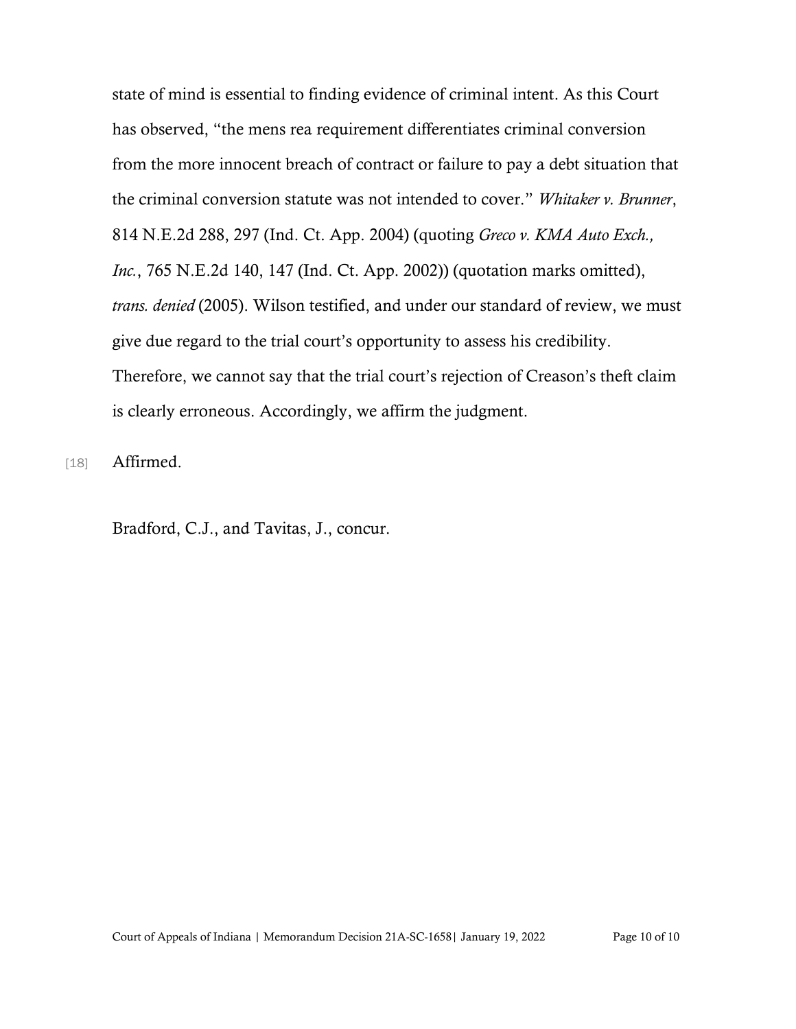state of mind is essential to finding evidence of criminal intent. As this Court has observed, "the mens rea requirement differentiates criminal conversion from the more innocent breach of contract or failure to pay a debt situation that the criminal conversion statute was not intended to cover." *Whitaker v. Brunner*, 814 N.E.2d 288, 297 (Ind. Ct. App. 2004) (quoting *Greco v. KMA Auto Exch., Inc.*, 765 N.E.2d 140, 147 (Ind. Ct. App. 2002)) (quotation marks omitted), *trans. denied* (2005). Wilson testified, and under our standard of review, we must give due regard to the trial court's opportunity to assess his credibility. Therefore, we cannot say that the trial court's rejection of Creason's theft claim is clearly erroneous. Accordingly, we affirm the judgment.

[18] Affirmed.

Bradford, C.J., and Tavitas, J., concur.